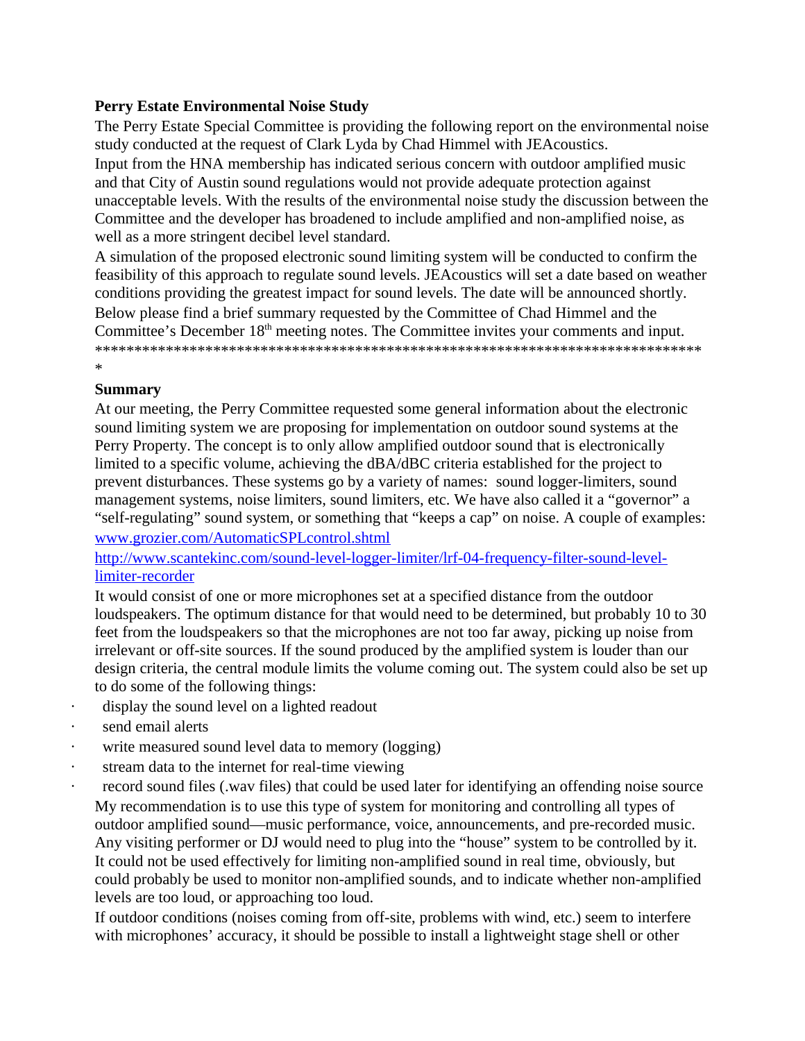**Perry Estate Environmental Noise Study**

The Perry Estate Special Committee is providing the following report on the environmental noise study conducted at the request of Clark Lyda by Chad Himmel with JEAcoustics.

Input from the HNA membership has indicated serious concern with outdoor amplified music and that City of Austin sound regulations would not provide adequate protection against unacceptable levels. With the results of the environmental noise study the discussion between the Committee and the developer has broadened to include amplified and non-amplified noise, as well as a more stringent decibel level standard.

A simulation of the proposed electronic sound limiting system will be conducted to confirm the feasibility of this approach to regulate sound levels. JEAcoustics will set a date based on weather conditions providing the greatest impact for sound levels. The date will be announced shortly.

Below please find a brief summary requested by the Committee of Chad Himmel and the Committee's December 18th meeting notes. The Committee invites your comments and input.

*******************************************************************************

**Summary**

At our meeting, the Perry Committee requested some general information about the electronic sound limiting system we are proposing for implementation on outdoor sound systems at the Perry Property. The concept is to only allow amplified outdoor sound that is electronically limited to a specific volume, achieving the dBA/dBC criteria established for the project to prevent disturbances. These systems go by a variety of names: sound logger-limiters, sound management systems, noise limiters, sound limiters, etc. We have also called it a "governor" a "self-regulating" sound system, or something that "keeps a cap" on noise. A couple of examples:

[www.grozier.com/AutomaticSPLcontrol.shtml](www.grozier.com/AutomaticSPLcontrol.shtml)

[http://www.scantekinc.com/sound-level-logger-limiter/lrf-04-frequency-filter-sound-level-limiter-recorder](http://www.scantekinc.com/sound-level-logger-limiter/lrf-04-frequency-filter-sound-level-limiter-recorder)

It would consist of one or more microphones set at a specified distance from the outdoor loudspeakers. The optimum distance for that would need to be determined, but probably 10 to 30 feet from the loudspeakers so that the microphones are not too far away, picking up noise from irrelevant or off-site sources. If the sound produced by the amplified system is louder than our design criteria, the central module limits the volume coming out. The system could also be set up to do some of the following things:

- display the sound level on a lighted readout
- send email alerts
- write measured sound level data to memory (logging)
- stream data to the internet for real-time viewing
- record sound files (.wav files) that could be used later for identifying an offending noise source

My recommendation is to use this type of system for monitoring and controlling all types of outdoor amplified sound—music performance, voice, announcements, and pre-recorded music. Any visiting performer or DJ would need to plug into the "house" system to be controlled by it. It could not be used effectively for limiting non-amplified sound in real time, obviously, but could probably be used to monitor non-amplified sounds, and to indicate whether non-amplified levels are too loud, or approaching too loud.

If outdoor conditions (noises coming from off-site, problems with wind, etc.) seem to interfere with microphones' accuracy, it should be possible to install a lightweight stage shell or other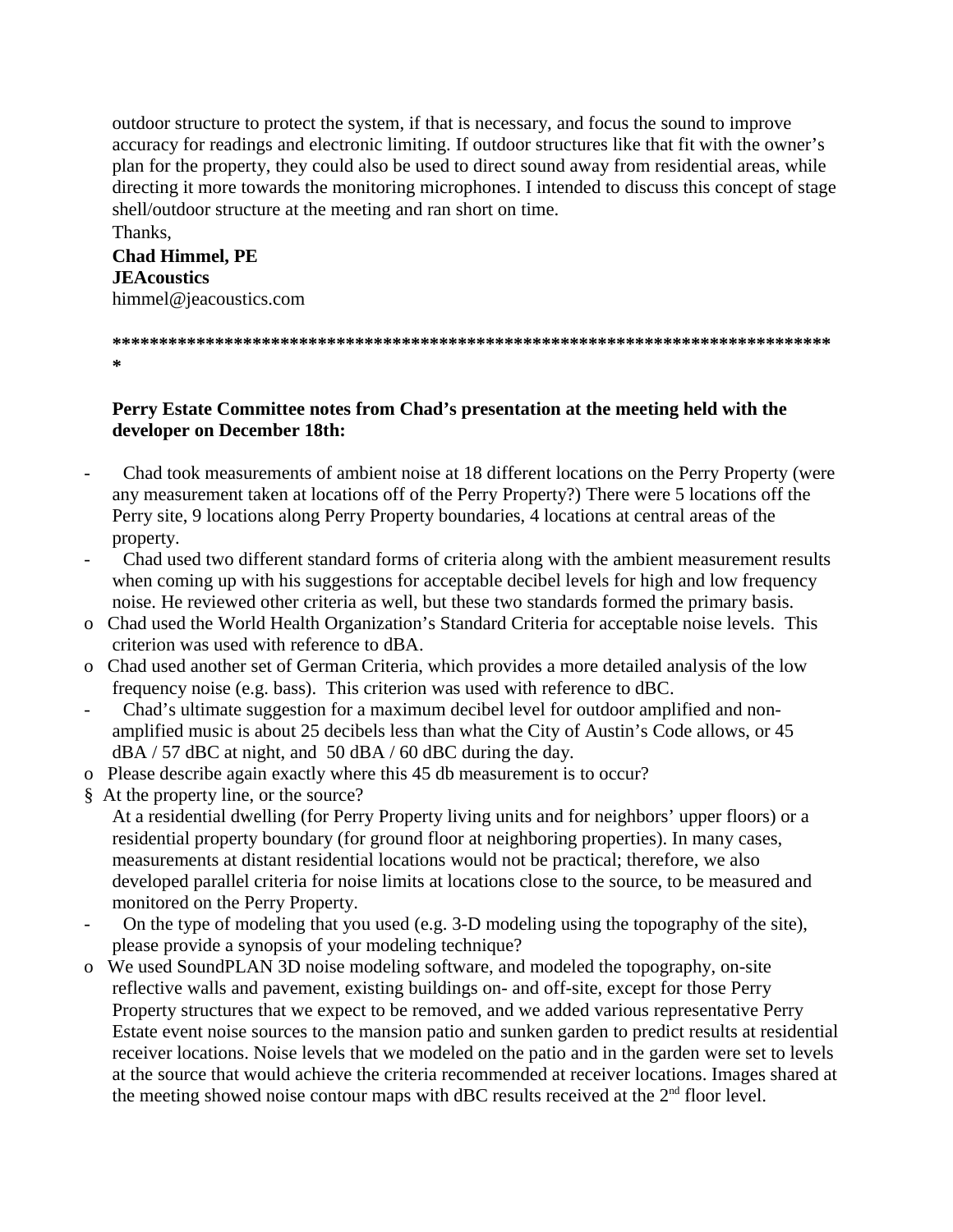outdoor structure to protect the system, if that is necessary, and focus the sound to improve accuracy for readings and electronic limiting. If outdoor structures like that fit with the owner's plan for the property, they could also be used to direct sound away from residential areas, while directing it more towards the monitoring microphones. I intended to discuss this concept of stage shell/outdoor structure at the meeting and ran short on time.

Thanks,

**Chad Himmel, PE**
**JEAcoustics**
himmel@jeacoustics.com

**********************************************************************************

**Perry Estate Committee notes from Chad's presentation at the meeting held with the developer on December 18th:**

- Chad took measurements of ambient noise at 18 different locations on the Perry Property (were any measurement taken at locations off of the Perry Property?) There were 5 locations off the Perry site, 9 locations along Perry Property boundaries, 4 locations at central areas of the property.
- Chad used two different standard forms of criteria along with the ambient measurement results when coming up with his suggestions for acceptable decibel levels for high and low frequency noise. He reviewed other criteria as well, but these two standards formed the primary basis.
  - Chad used the World Health Organization's Standard Criteria for acceptable noise levels. This criterion was used with reference to dBA.
  - Chad used another set of German Criteria, which provides a more detailed analysis of the low frequency noise (e.g. bass). This criterion was used with reference to dBC.
- Chad's ultimate suggestion for a maximum decibel level for outdoor amplified and non-amplified music is about 25 decibels less than what the City of Austin's Code allows, or 45 dBA / 57 dBC at night, and 50 dBA / 60 dBC during the day.
  - Please describe again exactly where this 45 db measurement is to occur?
    - At the property line, or the source?

      At a residential dwelling (for Perry Property living units and for neighbors' upper floors) or a residential property boundary (for ground floor at neighboring properties). In many cases, measurements at distant residential locations would not be practical; therefore, we also developed parallel criteria for noise limits at locations close to the source, to be measured and monitored on the Perry Property.
- On the type of modeling that you used (e.g. 3-D modeling using the topography of the site), please provide a synopsis of your modeling technique?
  - We used SoundPLAN 3D noise modeling software, and modeled the topography, on-site reflective walls and pavement, existing buildings on- and off-site, except for those Perry Property structures that we expect to be removed, and we added various representative Perry Estate event noise sources to the mansion patio and sunken garden to predict results at residential receiver locations. Noise levels that we modeled on the patio and in the garden were set to levels at the source that would achieve the criteria recommended at receiver locations. Images shared at the meeting showed noise contour maps with dBC results received at the 2nd floor level.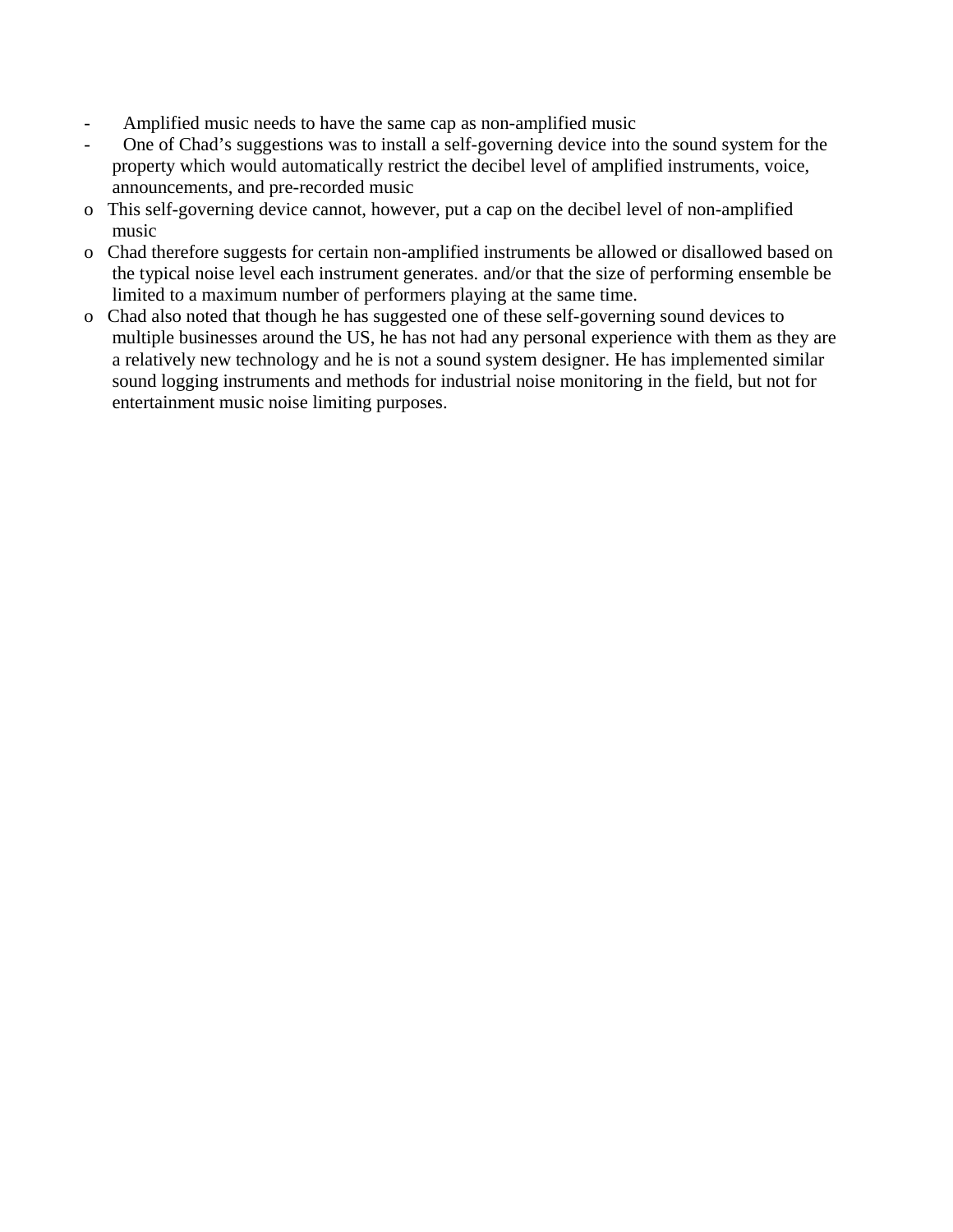- Amplified music needs to have the same cap as non-amplified music
- One of Chad's suggestions was to install a self-governing device into the sound system for the property which would automatically restrict the decibel level of amplified instruments, voice, announcements, and pre-recorded music
  - This self-governing device cannot, however, put a cap on the decibel level of non-amplified music
  - Chad therefore suggests for certain non-amplified instruments be allowed or disallowed based on the typical noise level each instrument generates. and/or that the size of performing ensemble be limited to a maximum number of performers playing at the same time.
  - Chad also noted that though he has suggested one of these self-governing sound devices to multiple businesses around the US, he has not had any personal experience with them as they are a relatively new technology and he is not a sound system designer. He has implemented similar sound logging instruments and methods for industrial noise monitoring in the field, but not for entertainment music noise limiting purposes.